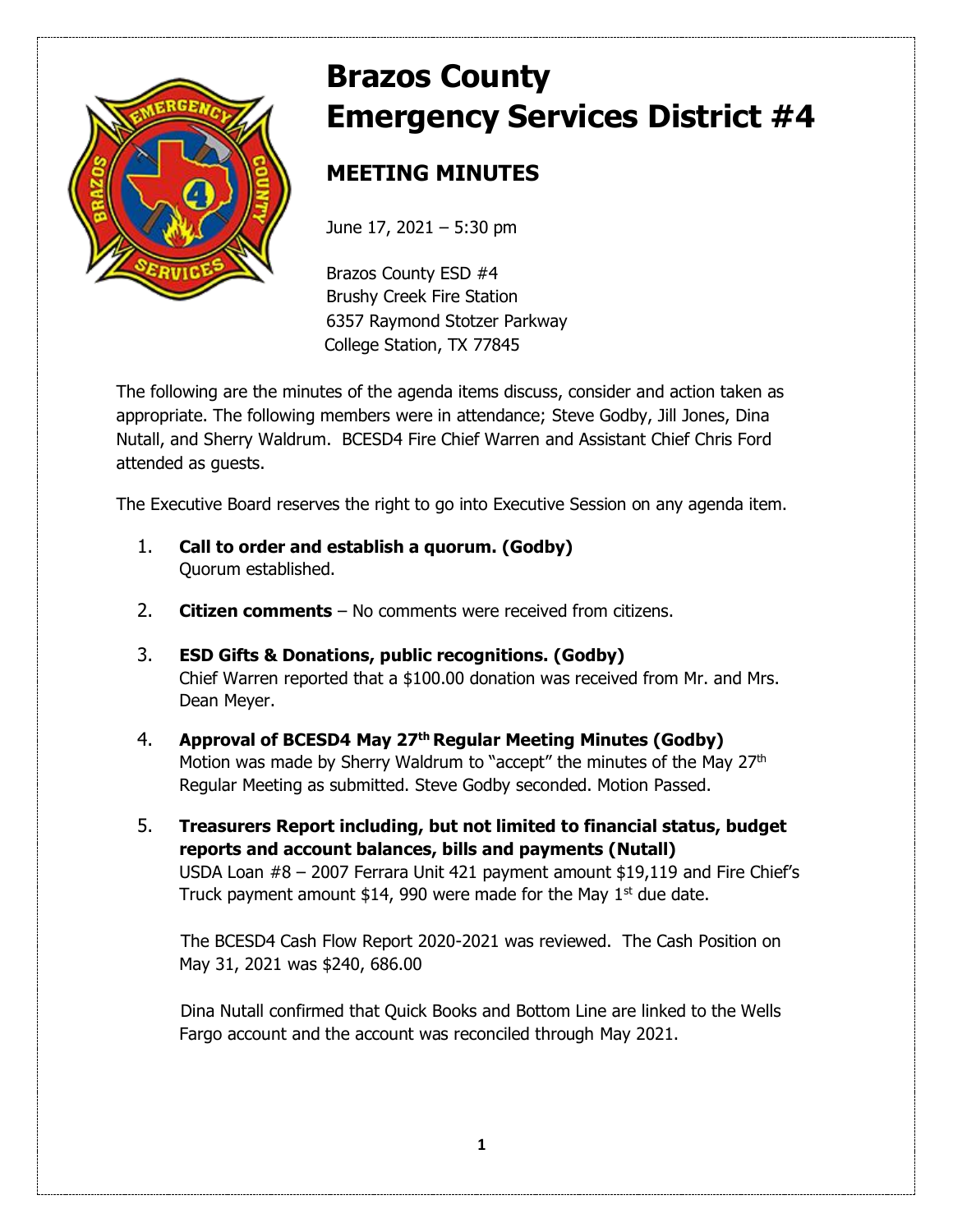# Brazos County Emergency Services District #4

## MEETING MINUTES

June 17, 2021 – 5:30 pm

Brazos County ESD #4
Brushy Creek Fire Station
6357 Raymond Stotzer Parkway
College Station, TX 77845

The following are the minutes of the agenda items discuss, consider and action taken as appropriate. The following members were in attendance; Steve Godby, Jill Jones, Dina Nutall, and Sherry Waldrum. BCESD4 Fire Chief Warren and Assistant Chief Chris Ford attended as guests.

The Executive Board reserves the right to go into Executive Session on any agenda item.

1. **Call to order and establish a quorum. (Godby)**
   Quorum established.

2. **Citizen comments** – No comments were received from citizens.

3. **ESD Gifts & Donations, public recognitions. (Godby)**
   Chief Warren reported that a $100.00 donation was received from Mr. and Mrs. Dean Meyer.

4. **Approval of BCESD4 May 27th Regular Meeting Minutes (Godby)**
   Motion was made by Sherry Waldrum to "accept" the minutes of the May 27th Regular Meeting as submitted. Steve Godby seconded. Motion Passed.

5. **Treasurers Report including, but not limited to financial status, budget reports and account balances, bills and payments (Nutall)**
   USDA Loan #8 – 2007 Ferrara Unit 421 payment amount $19,119 and Fire Chief's Truck payment amount $14, 990 were made for the May 1st due date.

   The BCESD4 Cash Flow Report 2020-2021 was reviewed. The Cash Position on May 31, 2021 was $240, 686.00

   Dina Nutall confirmed that Quick Books and Bottom Line are linked to the Wells Fargo account and the account was reconciled through May 2021.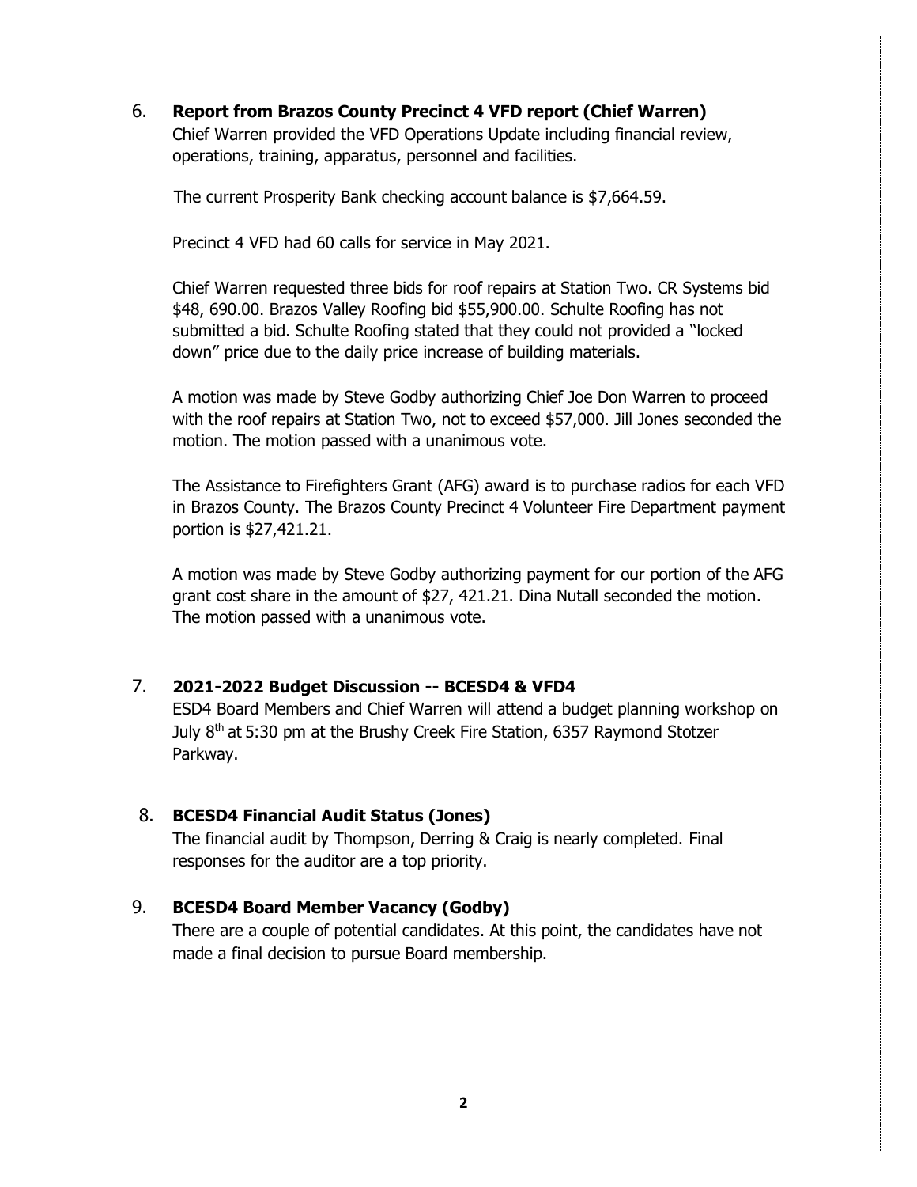6. **Report from Brazos County Precinct 4 VFD report (Chief Warren)**
   Chief Warren provided the VFD Operations Update including financial review, operations, training, apparatus, personnel and facilities.

   The current Prosperity Bank checking account balance is $7,664.59.

   Precinct 4 VFD had 60 calls for service in May 2021.

   Chief Warren requested three bids for roof repairs at Station Two. CR Systems bid $48, 690.00. Brazos Valley Roofing bid $55,900.00. Schulte Roofing has not submitted a bid. Schulte Roofing stated that they could not provided a "locked down" price due to the daily price increase of building materials.

   A motion was made by Steve Godby authorizing Chief Joe Don Warren to proceed with the roof repairs at Station Two, not to exceed $57,000. Jill Jones seconded the motion. The motion passed with a unanimous vote.

   The Assistance to Firefighters Grant (AFG) award is to purchase radios for each VFD in Brazos County. The Brazos County Precinct 4 Volunteer Fire Department payment portion is $27,421.21.

   A motion was made by Steve Godby authorizing payment for our portion of the AFG grant cost share in the amount of $27, 421.21. Dina Nutall seconded the motion. The motion passed with a unanimous vote.

7. **2021-2022 Budget Discussion -- BCESD4 & VFD4**
   ESD4 Board Members and Chief Warren will attend a budget planning workshop on July 8th at 5:30 pm at the Brushy Creek Fire Station, 6357 Raymond Stotzer Parkway.

8. **BCESD4 Financial Audit Status (Jones)**
   The financial audit by Thompson, Derring & Craig is nearly completed. Final responses for the auditor are a top priority.

9. **BCESD4 Board Member Vacancy (Godby)**
   There are a couple of potential candidates. At this point, the candidates have not made a final decision to pursue Board membership.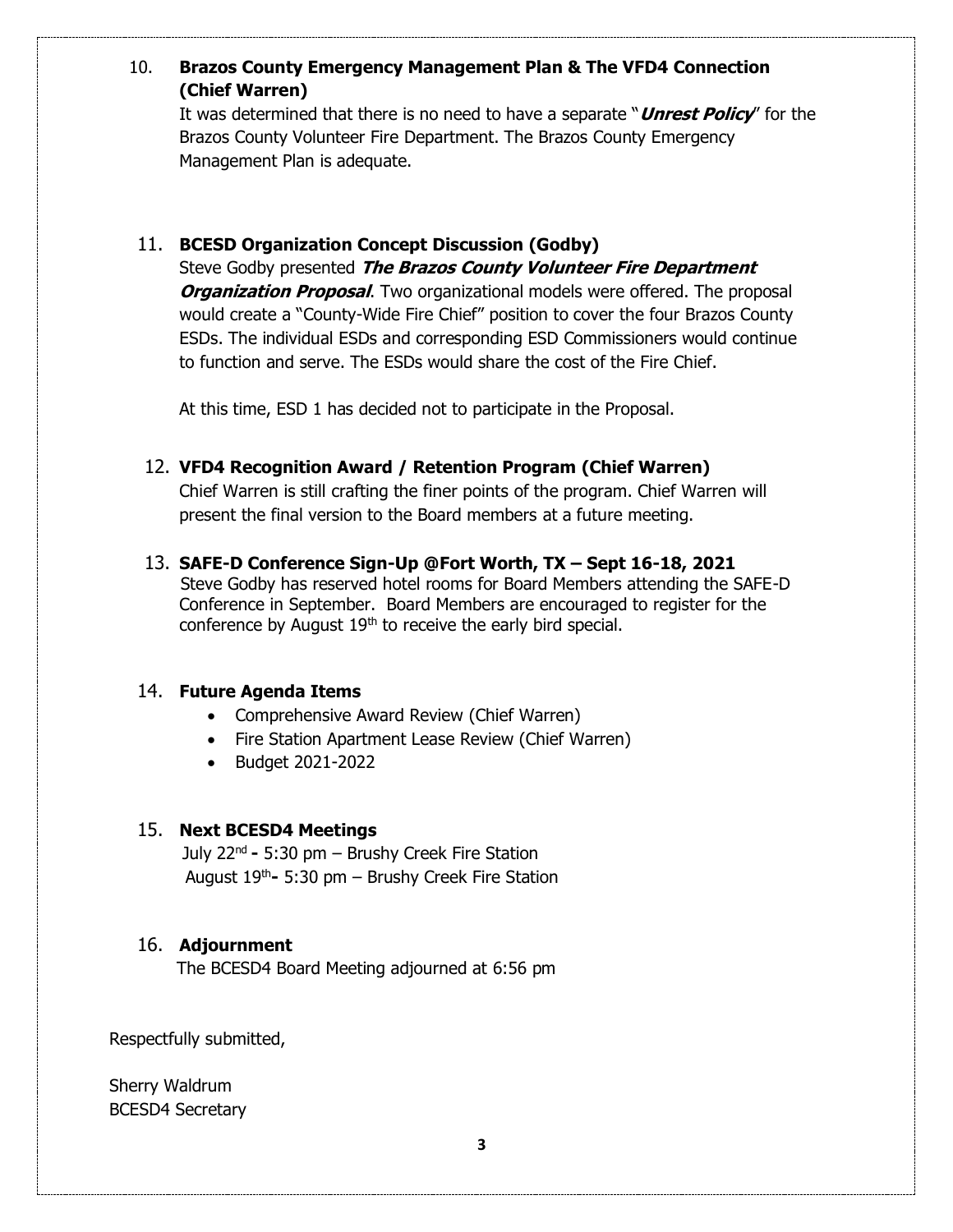10. **Brazos County Emergency Management Plan & The VFD4 Connection (Chief Warren)**

    It was determined that there is no need to have a separate "***Unrest Policy***" for the Brazos County Volunteer Fire Department. The Brazos County Emergency Management Plan is adequate.

11. **BCESD Organization Concept Discussion (Godby)**

    Steve Godby presented ***The Brazos County Volunteer Fire Department Organization Proposal***. Two organizational models were offered. The proposal would create a "County-Wide Fire Chief" position to cover the four Brazos County ESDs. The individual ESDs and corresponding ESD Commissioners would continue to function and serve. The ESDs would share the cost of the Fire Chief.

    At this time, ESD 1 has decided not to participate in the Proposal.

12. **VFD4 Recognition Award / Retention Program (Chief Warren)**

    Chief Warren is still crafting the finer points of the program. Chief Warren will present the final version to the Board members at a future meeting.

13. **SAFE-D Conference Sign-Up @Fort Worth, TX – Sept 16-18, 2021**

    Steve Godby has reserved hotel rooms for Board Members attending the SAFE-D Conference in September. Board Members are encouraged to register for the conference by August 19th to receive the early bird special.

14. **Future Agenda Items**
    - Comprehensive Award Review (Chief Warren)
    - Fire Station Apartment Lease Review (Chief Warren)
    - Budget 2021-2022

15. **Next BCESD4 Meetings**

    July 22nd **-** 5:30 pm – Brushy Creek Fire Station
    August 19th**-** 5:30 pm – Brushy Creek Fire Station

16. **Adjournment**

    The BCESD4 Board Meeting adjourned at 6:56 pm

Respectfully submitted,

Sherry Waldrum
BCESD4 Secretary